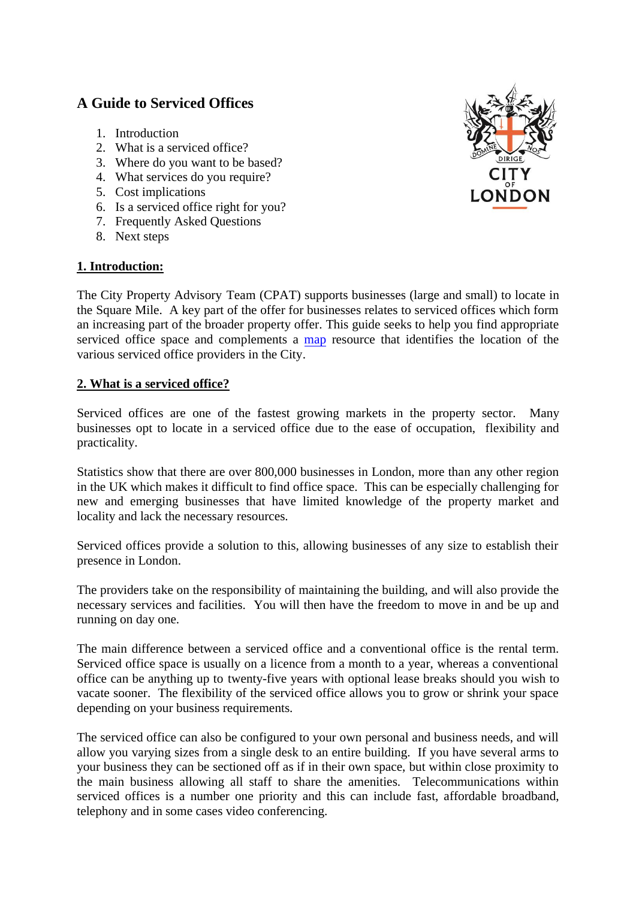# A Guide to Serviced Offices

1. Introduction
2. What is a serviced office?
3. Where do you want to be based?
4. What services do you require?
5. Cost implications
6. Is a serviced office right for you?
7. Frequently Asked Questions
8. Next steps

## 1. Introduction:

The City Property Advisory Team (CPAT) supports businesses (large and small) to locate in the Square Mile. A key part of the offer for businesses relates to serviced offices which form an increasing part of the broader property offer. This guide seeks to help you find appropriate serviced office space and complements a map resource that identifies the location of the various serviced office providers in the City.

## 2. What is a serviced office?

Serviced offices are one of the fastest growing markets in the property sector. Many businesses opt to locate in a serviced office due to the ease of occupation, flexibility and practicality.

Statistics show that there are over 800,000 businesses in London, more than any other region in the UK which makes it difficult to find office space. This can be especially challenging for new and emerging businesses that have limited knowledge of the property market and locality and lack the necessary resources.

Serviced offices provide a solution to this, allowing businesses of any size to establish their presence in London.

The providers take on the responsibility of maintaining the building, and will also provide the necessary services and facilities. You will then have the freedom to move in and be up and running on day one.

The main difference between a serviced office and a conventional office is the rental term. Serviced office space is usually on a licence from a month to a year, whereas a conventional office can be anything up to twenty-five years with optional lease breaks should you wish to vacate sooner. The flexibility of the serviced office allows you to grow or shrink your space depending on your business requirements.

The serviced office can also be configured to your own personal and business needs, and will allow you varying sizes from a single desk to an entire building. If you have several arms to your business they can be sectioned off as if in their own space, but within close proximity to the main business allowing all staff to share the amenities. Telecommunications within serviced offices is a number one priority and this can include fast, affordable broadband, telephony and in some cases video conferencing.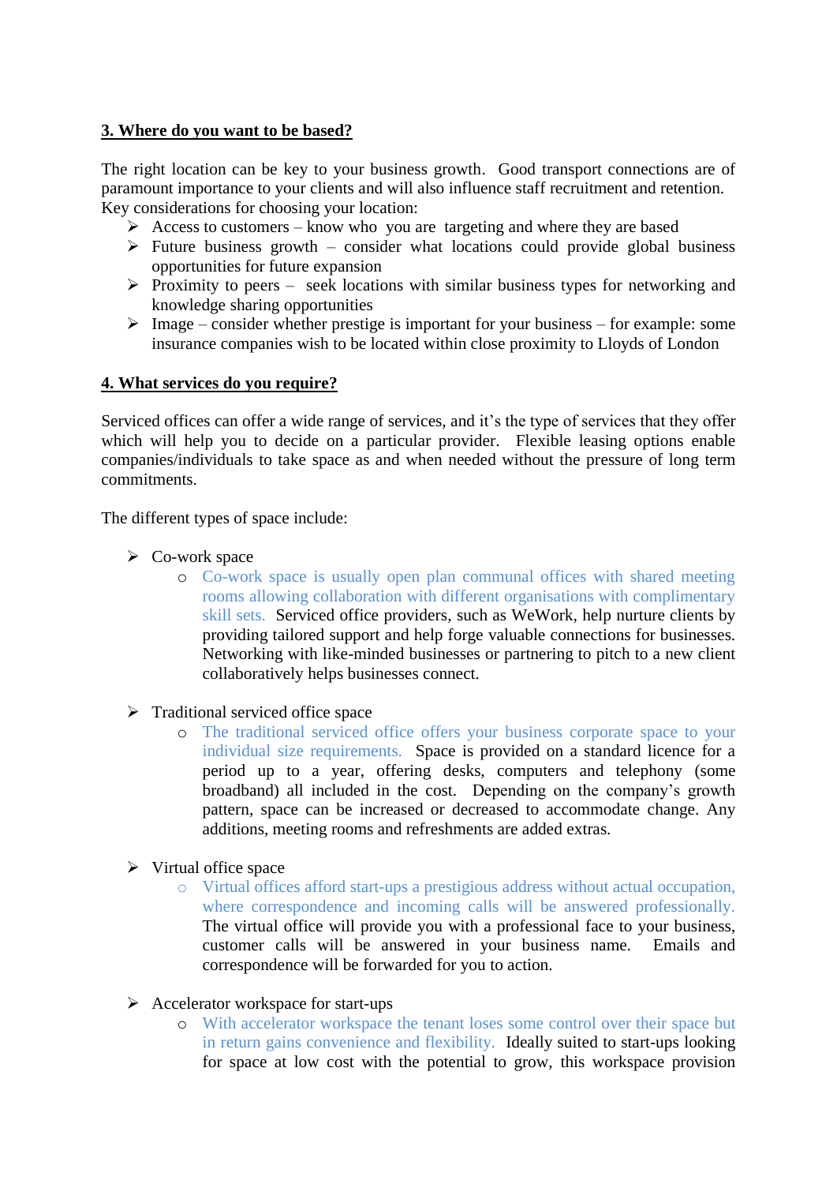## 3. Where do you want to be based?

The right location can be key to your business growth. Good transport connections are of paramount importance to your clients and will also influence staff recruitment and retention. Key considerations for choosing your location:

- Access to customers – know who you are targeting and where they are based
- Future business growth – consider what locations could provide global business opportunities for future expansion
- Proximity to peers – seek locations with similar business types for networking and knowledge sharing opportunities
- Image – consider whether prestige is important for your business – for example: some insurance companies wish to be located within close proximity to Lloyds of London

## 4. What services do you require?

Serviced offices can offer a wide range of services, and it's the type of services that they offer which will help you to decide on a particular provider. Flexible leasing options enable companies/individuals to take space as and when needed without the pressure of long term commitments.

The different types of space include:

- Co-work space
  - Co-work space is usually open plan communal offices with shared meeting rooms allowing collaboration with different organisations with complimentary skill sets. Serviced office providers, such as WeWork, help nurture clients by providing tailored support and help forge valuable connections for businesses. Networking with like-minded businesses or partnering to pitch to a new client collaboratively helps businesses connect.

- Traditional serviced office space
  - The traditional serviced office offers your business corporate space to your individual size requirements. Space is provided on a standard licence for a period up to a year, offering desks, computers and telephony (some broadband) all included in the cost. Depending on the company's growth pattern, space can be increased or decreased to accommodate change. Any additions, meeting rooms and refreshments are added extras.

- Virtual office space
  - Virtual offices afford start-ups a prestigious address without actual occupation, where correspondence and incoming calls will be answered professionally. The virtual office will provide you with a professional face to your business, customer calls will be answered in your business name. Emails and correspondence will be forwarded for you to action.

- Accelerator workspace for start-ups
  - With accelerator workspace the tenant loses some control over their space but in return gains convenience and flexibility. Ideally suited to start-ups looking for space at low cost with the potential to grow, this workspace provision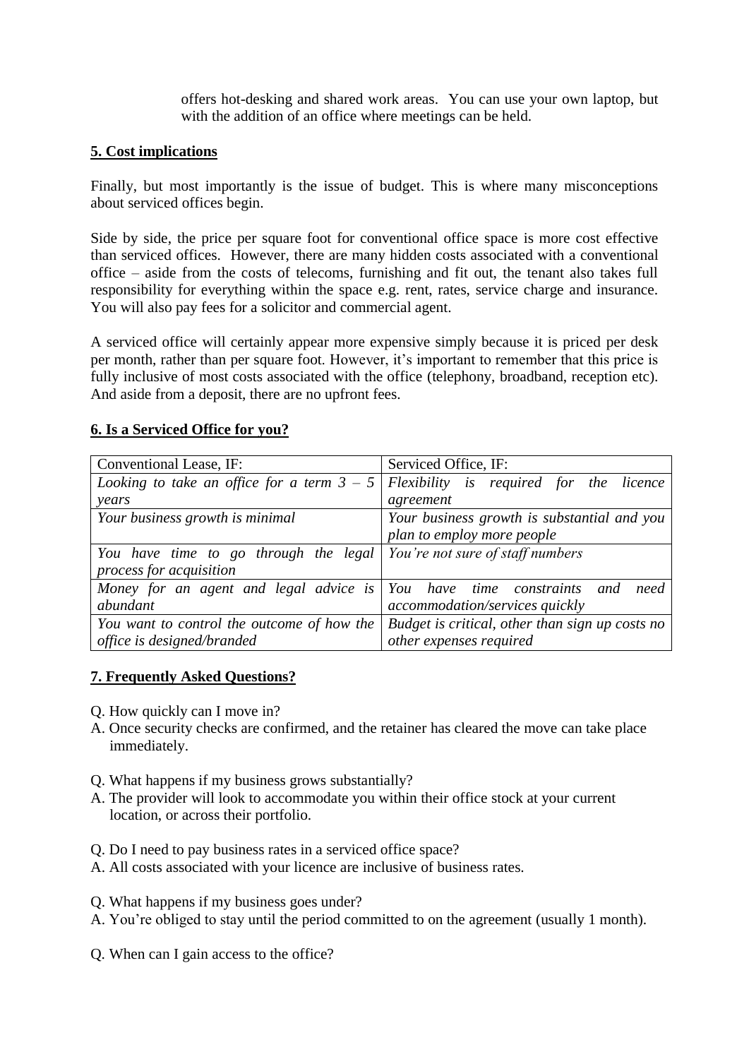offers hot-desking and shared work areas. You can use your own laptop, but with the addition of an office where meetings can be held.

## 5. Cost implications

Finally, but most importantly is the issue of budget. This is where many misconceptions about serviced offices begin.

Side by side, the price per square foot for conventional office space is more cost effective than serviced offices. However, there are many hidden costs associated with a conventional office – aside from the costs of telecoms, furnishing and fit out, the tenant also takes full responsibility for everything within the space e.g. rent, rates, service charge and insurance. You will also pay fees for a solicitor and commercial agent.

A serviced office will certainly appear more expensive simply because it is priced per desk per month, rather than per square foot. However, it's important to remember that this price is fully inclusive of most costs associated with the office (telephony, broadband, reception etc). And aside from a deposit, there are no upfront fees.

## 6. Is a Serviced Office for you?

| Conventional Lease, IF: | Serviced Office, IF: |
|---|---|
| *Looking to take an office for a term 3 – 5 years* | *Flexibility is required for the licence agreement* |
| *Your business growth is minimal* | *Your business growth is substantial and you plan to employ more people* |
| *You have time to go through the legal process for acquisition* | *You're not sure of staff numbers* |
| *Money for an agent and legal advice is abundant* | *You have time constraints and need accommodation/services quickly* |
| *You want to control the outcome of how the office is designed/branded* | *Budget is critical, other than sign up costs no other expenses required* |

## 7. Frequently Asked Questions?

Q. How quickly can I move in?
A. Once security checks are confirmed, and the retainer has cleared the move can take place immediately.

Q. What happens if my business grows substantially?
A. The provider will look to accommodate you within their office stock at your current location, or across their portfolio.

Q. Do I need to pay business rates in a serviced office space?
A. All costs associated with your licence are inclusive of business rates.

Q. What happens if my business goes under?
A. You're obliged to stay until the period committed to on the agreement (usually 1 month).

Q. When can I gain access to the office?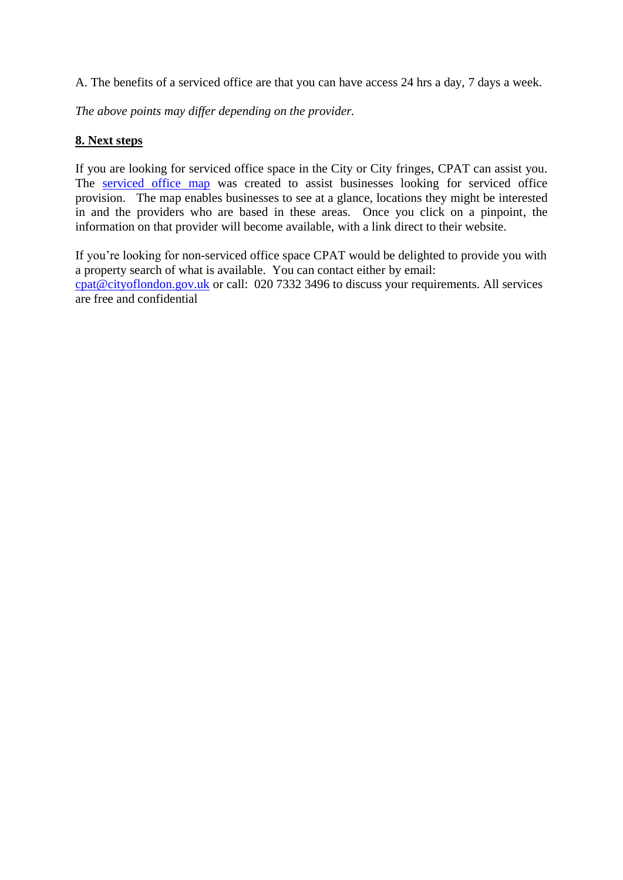A. The benefits of a serviced office are that you can have access 24 hrs a day, 7 days a week.

*The above points may differ depending on the provider.*

## 8. Next steps

If you are looking for serviced office space in the City or City fringes, CPAT can assist you. The serviced office map was created to assist businesses looking for serviced office provision. The map enables businesses to see at a glance, locations they might be interested in and the providers who are based in these areas. Once you click on a pinpoint, the information on that provider will become available, with a link direct to their website.

If you're looking for non-serviced office space CPAT would be delighted to provide you with a property search of what is available. You can contact either by email: cpat@cityoflondon.gov.uk or call: 020 7332 3496 to discuss your requirements. All services are free and confidential